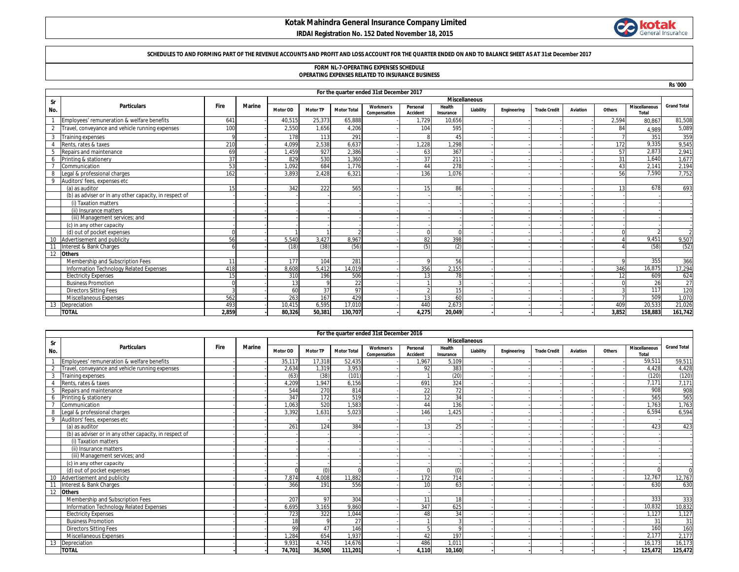# Kotak Mahindra General Insurance Company Limited

**IRDAI Registration No. 152 Dated November 18, 2015**

**SCHEDULES TO AND FORMING PART OF THE REVENUE ACCOUNTS AND PROFIT AND LOSS ACCOUNT FOR THE QUARTER ENDED ON AND TO BALANCE SHEET AS AT 31st December 2017**

**FORM NL-7-OPERATING EXPENSES SCHEDULE**
**OPERATING EXPENSES RELATED TO INSURANCE BUSINESS**

Rs '000

**For the quarter ended 31st December 2017**

| Sr No. | Particulars | Fire | Marine | Miscellaneous | | | | | | | | | | | | | Grand Total |
|---|---|---|---|---|---|---|---|---|---|---|---|---|---|---|---|---|---|
| | | | | Motor OD | Motor TP | Motor Total | Workmen's Compensation | Personal Accident | Health Insurance | Liability | Engineering | Trade Credit | Aviation | Others | Miscellaneous Total | | |
| 1 | Employees' remuneration & welfare benefits | 641 | - | 40,515 | 25,373 | 65,888 | - | 1,729 | 10,656 | - | - | - | - | 2,594 | 80,867 | | 81,508 |
| 2 | Travel, conveyance and vehicle running expenses | 100 | - | 2,550 | 1,656 | 4,206 | - | 104 | 595 | - | - | - | - | 84 | 4,989 | | 5,089 |
| 3 | Training expenses | 9 | - | 178 | 113 | 291 | - | 8 | 45 | - | - | - | - | 7 | 351 | | 359 |
| 4 | Rents, rates & taxes | 210 | - | 4,099 | 2,538 | 6,637 | - | 1,228 | 1,298 | - | - | - | - | 172 | 9,335 | | 9,545 |
| 5 | Repairs and maintenance | 69 | - | 1,459 | 927 | 2,386 | - | 63 | 367 | - | - | - | - | 57 | 2,873 | | 2,941 |
| 6 | Printing & stationery | 37 | - | 829 | 530 | 1,360 | - | 37 | 211 | - | - | - | - | 31 | 1,640 | | 1,677 |
| 7 | Communication | 53 | - | 1,092 | 684 | 1,776 | - | 44 | 278 | - | - | - | - | 43 | 2,141 | | 2,194 |
| 8 | Legal & professional charges | 162 | - | 3,893 | 2,428 | 6,321 | - | 136 | 1,076 | - | - | - | - | 56 | 7,590 | | 7,752 |
| 9 | Auditors' fees, expenses etc | | | | | | | | | | | | | | | | |
| | (a) as auditor | 15 | - | 342 | 222 | 565 | - | 15 | 86 | - | - | - | - | 13 | 678 | | 693 |
| | (b) as adviser or in any other capacity, in respect of | - | - | - | - | - | - | - | - | - | - | - | - | - | - | | - |
| | (i) Taxation matters | - | - | - | - | - | - | - | - | - | - | - | - | - | - | | - |
| | (ii) Insurance matters | - | - | - | - | - | - | - | - | - | - | - | - | - | - | | - |
| | (iii) Management services; and | - | - | - | - | - | - | - | - | - | - | - | - | - | - | | - |
| | (c) in any other capacity | - | - | - | - | - | - | - | - | - | - | - | - | - | - | | - |
| | (d) out of pocket expenses | 0 | - | 1 | 1 | 2 | - | 0 | 0 | - | - | - | - | 0 | 2 | | 2 |
| 10 | Advertisement and publicity | 56 | - | 5,540 | 3,427 | 8,967 | - | 82 | 398 | - | - | - | - | 4 | 9,451 | | 9,507 |
| 11 | Interest & Bank Charges | 6 | - | (18) | (38) | (56) | - | (5) | (2) | - | - | - | - | 4 | (58) | | (52) |
| 12 | **Others** | | | | | | | | | | | | | | | | |
| | Membership and Subscription Fees | 11 | - | 177 | 104 | 281 | - | 9 | 56 | - | - | - | - | 9 | 355 | | 366 |
| | Information Technology Related Expenses | 418 | - | 8,608 | 5,412 | 14,019 | - | 356 | 2,155 | - | - | - | - | 346 | 16,875 | | 17,294 |
| | Electricity Expenses | 15 | - | 310 | 196 | 506 | - | 13 | 78 | - | - | - | - | 12 | 609 | | 624 |
| | Business Promotion | 0 | - | 13 | 9 | 22 | - | 1 | 3 | - | - | - | - | 0 | 26 | | 27 |
| | Directors Sitting Fees | 3 | - | 60 | 37 | 97 | - | 2 | 15 | - | - | - | - | 3 | 117 | | 120 |
| | Miscellaneous Expenses | 562 | - | 263 | 167 | 429 | - | 13 | 60 | - | - | - | - | 7 | 509 | | 1,070 |
| 13 | Depreciation | 493 | - | 10,415 | 6,595 | 17,010 | - | 440 | 2,673 | - | - | - | - | 409 | 20,533 | | 21,026 |
| | **TOTAL** | **2,859** | **-** | **80,326** | **50,381** | **130,707** | **-** | **4,275** | **20,049** | **-** | **-** | **-** | **-** | **3,852** | **158,883** | | **161,742** |

**For the quarter ended 31st December 2016**

| Sr No. | Particulars | Fire | Marine | Miscellaneous | | | | | | | | | | | | | Grand Total |
|---|---|---|---|---|---|---|---|---|---|---|---|---|---|---|---|---|---|
| | | | | Motor OD | Motor TP | Motor Total | Workmen's Compensation | Personal Accident | Health Insurance | Liability | Engineering | Trade Credit | Aviation | Others | Miscellaneous Total | | |
| 1 | Employees' remuneration & welfare benefits | - | - | 35,117 | 17,318 | 52,435 | - | 1,967 | 5,109 | - | - | - | - | - | 59,511 | | 59,511 |
| 2 | Travel, conveyance and vehicle running expenses | - | - | 2,634 | 1,319 | 3,953 | - | 92 | 383 | - | - | - | - | - | 4,428 | | 4,428 |
| 3 | Training expenses | - | - | (63) | (38) | (101) | - | 1 | (20) | - | - | - | - | - | (120) | | (120) |
| 4 | Rents, rates & taxes | - | - | 4,209 | 1,947 | 6,156 | - | 691 | 324 | - | - | - | - | - | 7,171 | | 7,171 |
| 5 | Repairs and maintenance | - | - | 544 | 270 | 814 | - | 22 | 72 | - | - | - | - | - | 908 | | 908 |
| 6 | Printing & stationery | - | - | 347 | 172 | 519 | - | 12 | 34 | - | - | - | - | - | 565 | | 565 |
| 7 | Communication | - | - | 1,063 | 520 | 1,583 | - | 44 | 136 | - | - | - | - | - | 1,763 | | 1,763 |
| 8 | Legal & professional charges | - | - | 3,392 | 1,631 | 5,023 | - | 146 | 1,425 | - | - | - | - | - | 6,594 | | 6,594 |
| 9 | Auditors' fees, expenses etc | - | - | - | - | - | - | - | - | - | - | - | - | - | - | | - |
| | (a) as auditor | - | - | 261 | 124 | 384 | - | 13 | 25 | - | - | - | - | - | 423 | | 423 |
| | (b) as adviser or in any other capacity, in respect of | - | - | - | - | - | - | - | - | - | - | - | - | - | - | | - |
| | (i) Taxation matters | - | - | - | - | - | - | - | - | - | - | - | - | - | - | | - |
| | (ii) Insurance matters | - | - | - | - | - | - | - | - | - | - | - | - | - | - | | - |
| | (iii) Management services; and | - | - | - | - | - | - | - | - | - | - | - | - | - | - | | - |
| | (c) in any other capacity | - | - | - | - | - | - | - | - | - | - | - | - | - | - | | - |
| | (d) out of pocket expenses | - | - | 0 | (0) | 0 | - | 0 | (0) | - | - | - | - | - | 0 | | 0 |
| 10 | Advertisement and publicity | - | - | 7,874 | 4,008 | 11,882 | - | 172 | 714 | - | - | - | - | - | 12,767 | | 12,767 |
| 11 | Interest & Bank Charges | - | - | 366 | 191 | 556 | - | 10 | 63 | - | - | - | - | - | 630 | | 630 |
| 12 | **Others** | | | | | | | - | | | | | | | | | |
| | Membership and Subscription Fees | - | - | 207 | 97 | 304 | - | 11 | 18 | - | - | - | - | - | 333 | | 333 |
| | Information Technology Related Expenses | - | - | 6,695 | 3,165 | 9,860 | - | 347 | 625 | - | - | - | - | - | 10,832 | | 10,832 |
| | Electricity Expenses | - | - | 723 | 322 | 1,044 | - | 48 | 34 | - | - | - | - | - | 1,127 | | 1,127 |
| | Business Promotion | - | - | 18 | 9 | 27 | - | 1 | 3 | - | - | - | - | - | 31 | | 31 |
| | Directors Sitting Fees | - | - | 99 | 47 | 146 | - | 5 | 9 | - | - | - | - | - | 160 | | 160 |
| | Miscellaneous Expenses | - | - | 1,284 | 654 | 1,937 | - | 42 | 197 | - | - | - | - | - | 2,177 | | 2,177 |
| 13 | Depreciation | - | - | 9,931 | 4,745 | 14,676 | - | 486 | 1,011 | - | - | - | - | - | 16,173 | | 16,173 |
| | **TOTAL** | **-** | **-** | **74,701** | **36,500** | **111,201** | **-** | **4,110** | **10,160** | **-** | **-** | **-** | **-** | **-** | **125,472** | | **125,472** |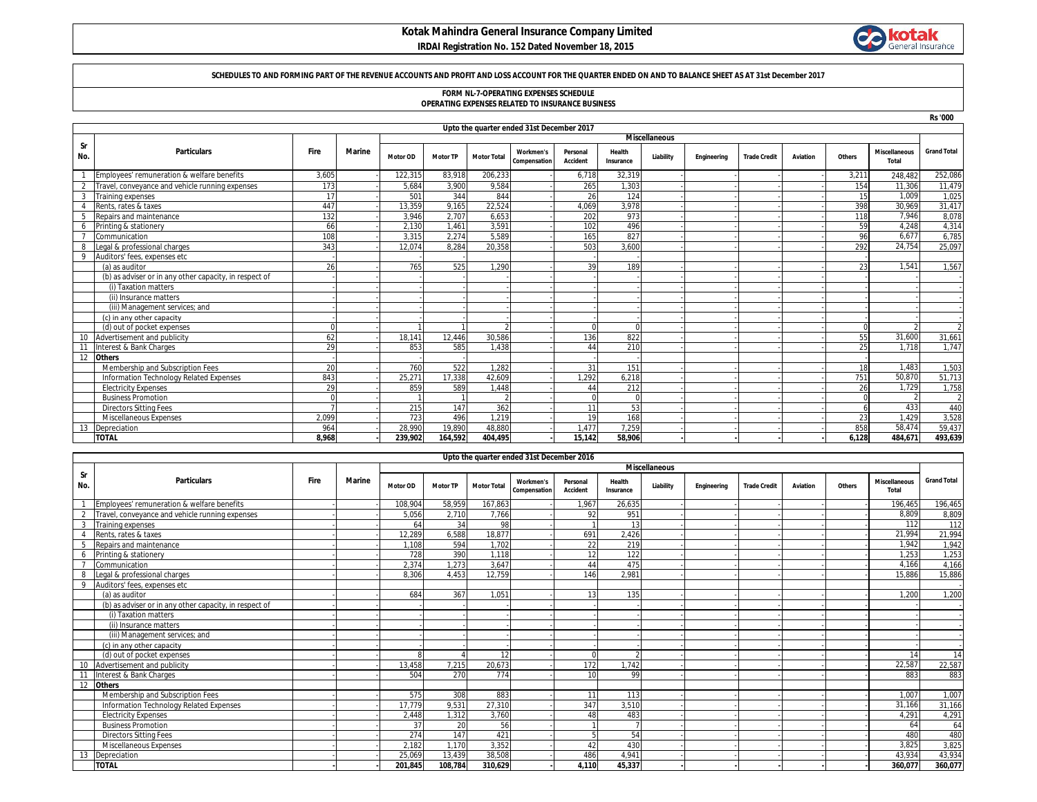# Kotak Mahindra General Insurance Company Limited

**IRDAI Registration No. 152 Dated November 18, 2015**

**SCHEDULES TO AND FORMING PART OF THE REVENUE ACCOUNTS AND PROFIT AND LOSS ACCOUNT FOR THE QUARTER ENDED ON AND TO BALANCE SHEET AS AT 31st December 2017**

**FORM NL-7-OPERATING EXPENSES SCHEDULE**
**OPERATING EXPENSES RELATED TO INSURANCE BUSINESS**

Rs '000

| Sr No. | Particulars | Fire | Marine | Upto the quarter ended 31st December 2017 | | | | | | | | | | | | | |
|---|---|---|---|---|---|---|---|---|---|---|---|---|---|---|---|---|---|
| | | | | Miscellaneous | | | | | | | | | | | | | |
| | | | | Motor OD | Motor TP | Motor Total | Workmen's Compensation | Personal Accident | Health Insurance | Liability | Engineering | Trade Credit | Aviation | Others | Miscellaneous Total | Grand Total |
| 1 | Employees' remuneration & welfare benefits | 3,605 | - | 122,315 | 83,918 | 206,233 | - | 6,718 | 32,319 | - | - | - | - | 3,211 | 248,482 | 252,086 |
| 2 | Travel, conveyance and vehicle running expenses | 173 | - | 5,684 | 3,900 | 9,584 | - | 265 | 1,303 | - | - | - | - | 154 | 11,306 | 11,479 |
| 3 | Training expenses | 17 | - | 501 | 344 | 844 | - | 26 | 124 | - | - | - | - | 15 | 1,009 | 1,025 |
| 4 | Rents, rates & taxes | 447 | - | 13,359 | 9,165 | 22,524 | - | 4,069 | 3,978 | - | - | - | - | 398 | 30,969 | 31,417 |
| 5 | Repairs and maintenance | 132 | - | 3,946 | 2,707 | 6,653 | - | 202 | 973 | - | - | - | - | 118 | 7,946 | 8,078 |
| 6 | Printing & stationery | 66 | - | 2,130 | 1,461 | 3,591 | - | 102 | 496 | - | - | - | - | 59 | 4,248 | 4,314 |
| 7 | Communication | 108 | - | 3,315 | 2,274 | 5,589 | - | 165 | 827 | - | - | - | - | 96 | 6,677 | 6,785 |
| 8 | Legal & professional charges | 343 | - | 12,074 | 8,284 | 20,358 | - | 503 | 3,600 | - | - | - | - | 292 | 24,754 | 25,097 |
| 9 | Auditors' fees, expenses etc | | | - | - | - | | - | - | | | | | | | |
| | (a) as auditor | 26 | - | 765 | 525 | 1,290 | - | 39 | 189 | - | - | - | - | 23 | 1,541 | 1,567 |
| | (b) as adviser or in any other capacity, in respect of | - | - | - | - | - | - | - | - | - | - | - | - | - | - | - |
| | (i) Taxation matters | - | - | - | - | - | - | - | - | - | - | - | - | - | - | - |
| | (ii) Insurance matters | - | - | - | - | - | - | - | - | - | - | - | - | - | - | - |
| | (iii) Management services; and | - | - | - | - | - | - | - | - | - | - | - | - | - | - | - |
| | (c) in any other capacity | - | - | - | - | - | - | - | - | - | - | - | - | - | - | - |
| | (d) out of pocket expenses | 0 | - | 1 | 1 | 2 | - | 0 | 0 | - | - | - | - | 0 | 2 | 2 |
| 10 | Advertisement and publicity | 62 | - | 18,141 | 12,446 | 30,586 | - | 136 | 822 | - | - | - | - | 55 | 31,600 | 31,661 |
| 11 | Interest & Bank Charges | 29 | - | 853 | 585 | 1,438 | - | 44 | 210 | - | - | - | - | 25 | 1,718 | 1,747 |
| 12 | **Others** | | - | - | - | | - | - | | | | | | | | |
| | Membership and Subscription Fees | 20 | - | 760 | 522 | 1,282 | - | 31 | 151 | - | - | - | - | 18 | 1,483 | 1,503 |
| | Information Technology Related Expenses | 843 | - | 25,271 | 17,338 | 42,609 | - | 1,292 | 6,218 | - | - | - | - | 751 | 50,870 | 51,713 |
| | Electricity Expenses | 29 | - | 859 | 589 | 1,448 | - | 44 | 212 | - | - | - | - | 26 | 1,729 | 1,758 |
| | Business Promotion | 0 | - | 1 | 1 | 2 | - | 0 | 0 | - | - | - | - | 0 | 2 | 2 |
| | Directors Sitting Fees | 7 | - | 215 | 147 | 362 | - | 11 | 53 | - | - | - | - | 6 | 433 | 440 |
| | Miscellaneous Expenses | 2,099 | - | 723 | 496 | 1,219 | - | 19 | 168 | - | - | - | - | 23 | 1,429 | 3,528 |
| 13 | Depreciation | 964 | - | 28,990 | 19,890 | 48,880 | - | 1,477 | 7,259 | - | - | - | - | 858 | 58,474 | 59,437 |
| | **TOTAL** | **8,968** | **-** | **239,902** | **164,592** | **404,495** | **-** | **15,142** | **58,906** | **-** | **-** | **-** | **-** | **6,128** | **484,671** | **493,639** |

| Sr No. | Particulars | Fire | Marine | Upto the quarter ended 31st December 2016 | | | | | | | | | | | | | |
|---|---|---|---|---|---|---|---|---|---|---|---|---|---|---|---|---|---|
| | | | | Miscellaneous | | | | | | | | | | | | | |
| | | | | Motor OD | Motor TP | Motor Total | Workmen's Compensation | Personal Accident | Health Insurance | Liability | Engineering | Trade Credit | Aviation | Others | Miscellaneous Total | Grand Total |
| 1 | Employees' remuneration & welfare benefits | - | - | 108,904 | 58,959 | 167,863 | - | 1,967 | 26,635 | - | - | - | - | - | 196,465 | 196,465 |
| 2 | Travel, conveyance and vehicle running expenses | - | - | 5,056 | 2,710 | 7,766 | - | 92 | 951 | - | - | - | - | - | 8,809 | 8,809 |
| 3 | Training expenses | - | - | 64 | 34 | 98 | - | 1 | 13 | - | - | - | - | - | 112 | 112 |
| 4 | Rents, rates & taxes | - | - | 12,289 | 6,588 | 18,877 | - | 691 | 2,426 | - | - | - | - | - | 21,994 | 21,994 |
| 5 | Repairs and maintenance | - | - | 1,108 | 594 | 1,702 | - | 22 | 219 | - | - | - | - | - | 1,942 | 1,942 |
| 6 | Printing & stationery | - | - | 728 | 390 | 1,118 | - | 12 | 122 | - | - | - | - | - | 1,253 | 1,253 |
| 7 | Communication | - | - | 2,374 | 1,273 | 3,647 | - | 44 | 475 | - | - | - | - | - | 4,166 | 4,166 |
| 8 | Legal & professional charges | - | - | 8,306 | 4,453 | 12,759 | - | 146 | 2,981 | - | - | - | - | - | 15,886 | 15,886 |
| 9 | Auditors' fees, expenses etc | | | | | | | | | | | | | | | - |
| | (a) as auditor | - | - | 684 | 367 | 1,051 | - | 13 | 135 | - | - | - | - | - | 1,200 | 1,200 |
| | (b) as adviser or in any other capacity, in respect of | - | - | - | - | - | - | - | - | - | - | - | - | - | - | - |
| | (i) Taxation matters | - | - | - | - | - | - | - | - | - | - | - | - | - | - | - |
| | (ii) Insurance matters | - | - | - | - | - | - | - | - | - | - | - | - | - | - | - |
| | (iii) Management services; and | - | - | - | - | - | - | - | - | - | - | - | - | - | - | - |
| | (c) in any other capacity | - | - | - | - | - | - | - | - | - | - | - | - | - | - | - |
| | (d) out of pocket expenses | - | - | 8 | 4 | 12 | - | 0 | 2 | - | - | - | - | - | 14 | 14 |
| 10 | Advertisement and publicity | - | - | 13,458 | 7,215 | 20,673 | - | 172 | 1,742 | - | - | - | - | - | 22,587 | 22,587 |
| 11 | Interest & Bank Charges | - | - | 504 | 270 | 774 | - | 10 | 99 | - | - | - | - | - | 883 | 883 |
| 12 | **Others** | | | | | | | | | | | | | | | |
| | Membership and Subscription Fees | - | - | 575 | 308 | 883 | - | 11 | 113 | - | - | - | - | - | 1,007 | 1,007 |
| | Information Technology Related Expenses | - | - | 17,779 | 9,531 | 27,310 | - | 347 | 3,510 | - | - | - | - | - | 31,166 | 31,166 |
| | Electricity Expenses | - | - | 2,448 | 1,312 | 3,760 | - | 48 | 483 | - | - | - | - | - | 4,291 | 4,291 |
| | Business Promotion | - | - | 37 | 20 | 56 | - | 1 | 7 | - | - | - | - | - | 64 | 64 |
| | Directors Sitting Fees | - | - | 274 | 147 | 421 | - | 5 | 54 | - | - | - | - | - | 480 | 480 |
| | Miscellaneous Expenses | - | - | 2,182 | 1,170 | 3,352 | - | 42 | 430 | - | - | - | - | - | 3,825 | 3,825 |
| 13 | Depreciation | - | - | 25,069 | 13,439 | 38,508 | - | 486 | 4,941 | - | - | - | - | - | 43,934 | 43,934 |
| | **TOTAL** | **-** | **-** | **201,845** | **108,784** | **310,629** | **-** | **4,110** | **45,337** | **-** | **-** | **-** | **-** | **-** | **360,077** | **360,077** |